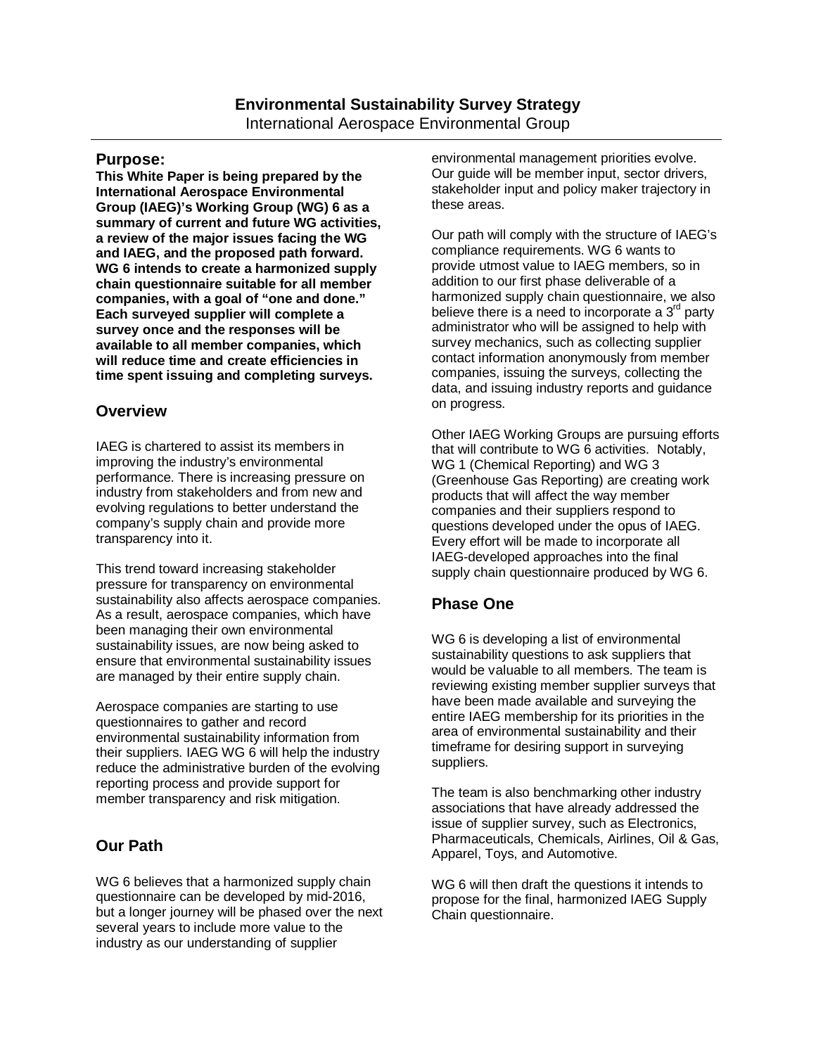# Environmental Sustainability Survey Strategy

International Aerospace Environmental Group

## Purpose:

**This White Paper is being prepared by the International Aerospace Environmental Group (IAEG)'s Working Group (WG) 6 as a summary of current and future WG activities, a review of the major issues facing the WG and IAEG, and the proposed path forward. WG 6 intends to create a harmonized supply chain questionnaire suitable for all member companies, with a goal of "one and done." Each surveyed supplier will complete a survey once and the responses will be available to all member companies, which will reduce time and create efficiencies in time spent issuing and completing surveys.**

## Overview

IAEG is chartered to assist its members in improving the industry's environmental performance. There is increasing pressure on industry from stakeholders and from new and evolving regulations to better understand the company's supply chain and provide more transparency into it.

This trend toward increasing stakeholder pressure for transparency on environmental sustainability also affects aerospace companies. As a result, aerospace companies, which have been managing their own environmental sustainability issues, are now being asked to ensure that environmental sustainability issues are managed by their entire supply chain.

Aerospace companies are starting to use questionnaires to gather and record environmental sustainability information from their suppliers. IAEG WG 6 will help the industry reduce the administrative burden of the evolving reporting process and provide support for member transparency and risk mitigation.

## Our Path

WG 6 believes that a harmonized supply chain questionnaire can be developed by mid-2016, but a longer journey will be phased over the next several years to include more value to the industry as our understanding of supplier environmental management priorities evolve. Our guide will be member input, sector drivers, stakeholder input and policy maker trajectory in these areas.

Our path will comply with the structure of IAEG's compliance requirements. WG 6 wants to provide utmost value to IAEG members, so in addition to our first phase deliverable of a harmonized supply chain questionnaire, we also believe there is a need to incorporate a 3rd party administrator who will be assigned to help with survey mechanics, such as collecting supplier contact information anonymously from member companies, issuing the surveys, collecting the data, and issuing industry reports and guidance on progress.

Other IAEG Working Groups are pursuing efforts that will contribute to WG 6 activities. Notably, WG 1 (Chemical Reporting) and WG 3 (Greenhouse Gas Reporting) are creating work products that will affect the way member companies and their suppliers respond to questions developed under the opus of IAEG. Every effort will be made to incorporate all IAEG-developed approaches into the final supply chain questionnaire produced by WG 6.

## Phase One

WG 6 is developing a list of environmental sustainability questions to ask suppliers that would be valuable to all members. The team is reviewing existing member supplier surveys that have been made available and surveying the entire IAEG membership for its priorities in the area of environmental sustainability and their timeframe for desiring support in surveying suppliers.

The team is also benchmarking other industry associations that have already addressed the issue of supplier survey, such as Electronics, Pharmaceuticals, Chemicals, Airlines, Oil & Gas, Apparel, Toys, and Automotive.

WG 6 will then draft the questions it intends to propose for the final, harmonized IAEG Supply Chain questionnaire.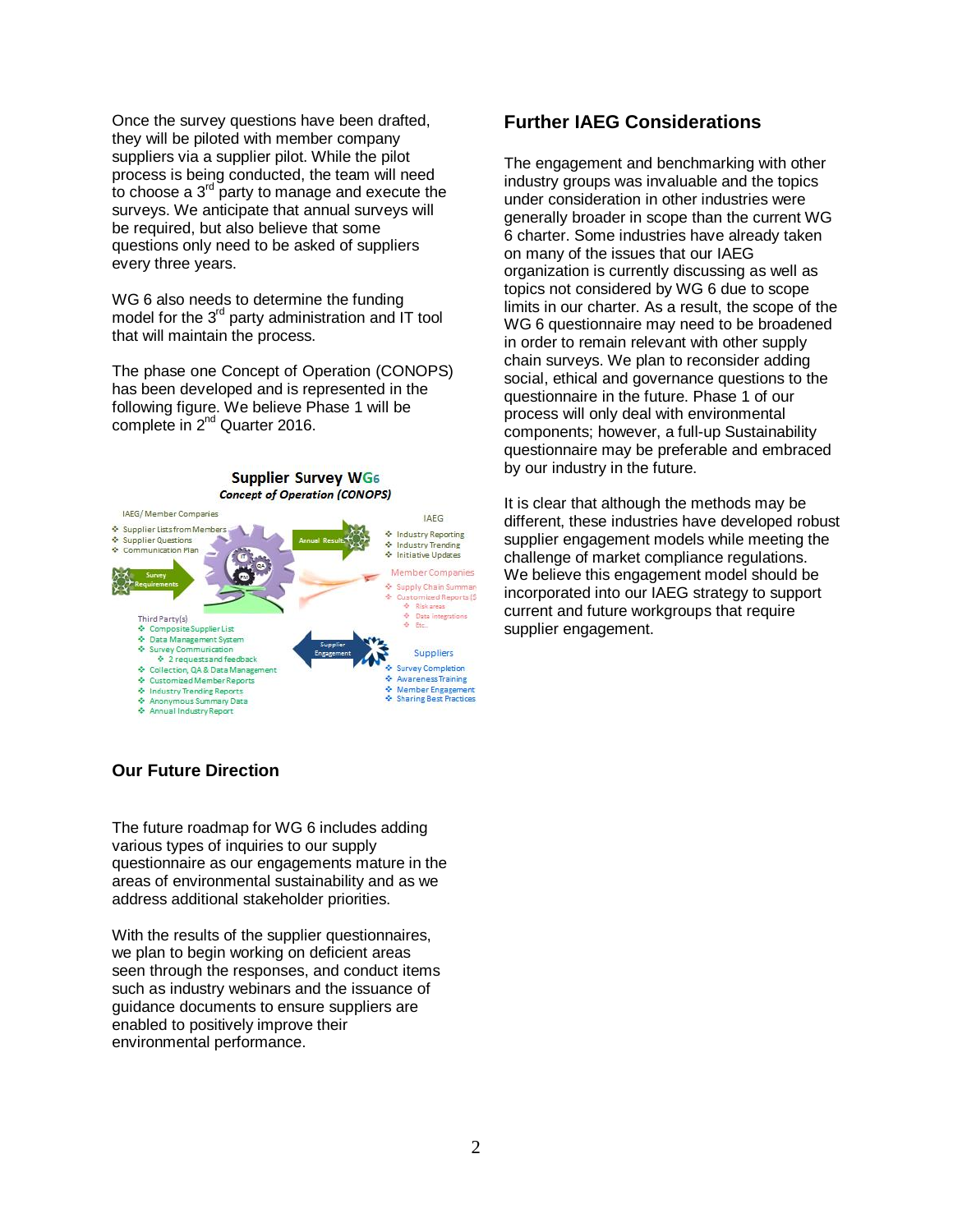Once the survey questions have been drafted, they will be piloted with member company suppliers via a supplier pilot. While the pilot process is being conducted, the team will need to choose a 3rd party to manage and execute the surveys. We anticipate that annual surveys will be required, but also believe that some questions only need to be asked of suppliers every three years.

WG 6 also needs to determine the funding model for the 3rd party administration and IT tool that will maintain the process.

The phase one Concept of Operation (CONOPS) has been developed and is represented in the following figure. We believe Phase 1 will be complete in 2nd Quarter 2016.

Supplier Survey WG6

*Concept of Operation (CONOPS)*

IAEG/ Member Companies
- Supplier Lists from Members
- Supplier Questions
- Communication Plan

Survey Requirements

Annual Results

IAEG
- Industry Reporting
- Industry Trending
- Initiative Updates

Member Companies
- Supply Chain Summary
- Customized Reports (S
  - Risk areas
  - Data integrations
  - Etc.

Third Party(s)
- Composite Supplier List
- Data Management System
- Survey Communication
  - 2 requests and feedback
- Collection, QA & Data Management
- Customized Member Reports
- Industry Trending Reports
- Anonymous Summary Data
- Annual Industry Report

Supplier Engagement

Suppliers
- Survey Completion
- Awareness Training
- Member Engagement
- Sharing Best Practices

## Our Future Direction

The future roadmap for WG 6 includes adding various types of inquiries to our supply questionnaire as our engagements mature in the areas of environmental sustainability and as we address additional stakeholder priorities.

With the results of the supplier questionnaires, we plan to begin working on deficient areas seen through the responses, and conduct items such as industry webinars and the issuance of guidance documents to ensure suppliers are enabled to positively improve their environmental performance.

## Further IAEG Considerations

The engagement and benchmarking with other industry groups was invaluable and the topics under consideration in other industries were generally broader in scope than the current WG 6 charter. Some industries have already taken on many of the issues that our IAEG organization is currently discussing as well as topics not considered by WG 6 due to scope limits in our charter. As a result, the scope of the WG 6 questionnaire may need to be broadened in order to remain relevant with other supply chain surveys. We plan to reconsider adding social, ethical and governance questions to the questionnaire in the future. Phase 1 of our process will only deal with environmental components; however, a full-up Sustainability questionnaire may be preferable and embraced by our industry in the future.

It is clear that although the methods may be different, these industries have developed robust supplier engagement models while meeting the challenge of market compliance regulations. We believe this engagement model should be incorporated into our IAEG strategy to support current and future workgroups that require supplier engagement.